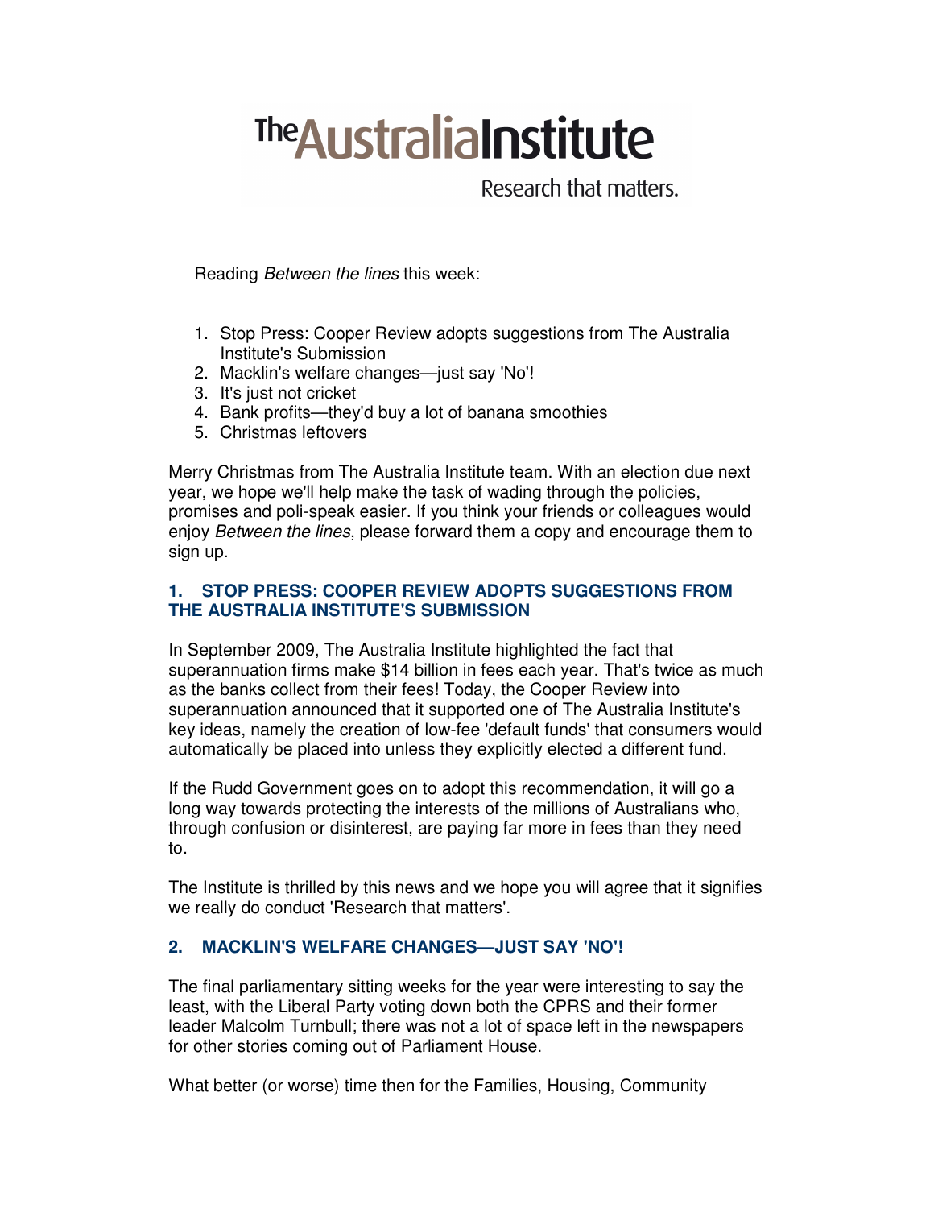The Australia Institute

Research that matters.

Reading *Between the lines* this week:

1. Stop Press: Cooper Review adopts suggestions from The Australia Institute's Submission
2. Macklin's welfare changes—just say 'No'!
3. It's just not cricket
4. Bank profits—they'd buy a lot of banana smoothies
5. Christmas leftovers

Merry Christmas from The Australia Institute team. With an election due next year, we hope we'll help make the task of wading through the policies, promises and poli-speak easier. If you think your friends or colleagues would enjoy *Between the lines*, please forward them a copy and encourage them to sign up.

## 1. STOP PRESS: COOPER REVIEW ADOPTS SUGGESTIONS FROM THE AUSTRALIA INSTITUTE'S SUBMISSION

In September 2009, The Australia Institute highlighted the fact that superannuation firms make $14 billion in fees each year. That's twice as much as the banks collect from their fees! Today, the Cooper Review into superannuation announced that it supported one of The Australia Institute's key ideas, namely the creation of low-fee 'default funds' that consumers would automatically be placed into unless they explicitly elected a different fund.

If the Rudd Government goes on to adopt this recommendation, it will go a long way towards protecting the interests of the millions of Australians who, through confusion or disinterest, are paying far more in fees than they need to.

The Institute is thrilled by this news and we hope you will agree that it signifies we really do conduct 'Research that matters'.

## 2. MACKLIN'S WELFARE CHANGES—JUST SAY 'NO'!

The final parliamentary sitting weeks for the year were interesting to say the least, with the Liberal Party voting down both the CPRS and their former leader Malcolm Turnbull; there was not a lot of space left in the newspapers for other stories coming out of Parliament House.

What better (or worse) time then for the Families, Housing, Community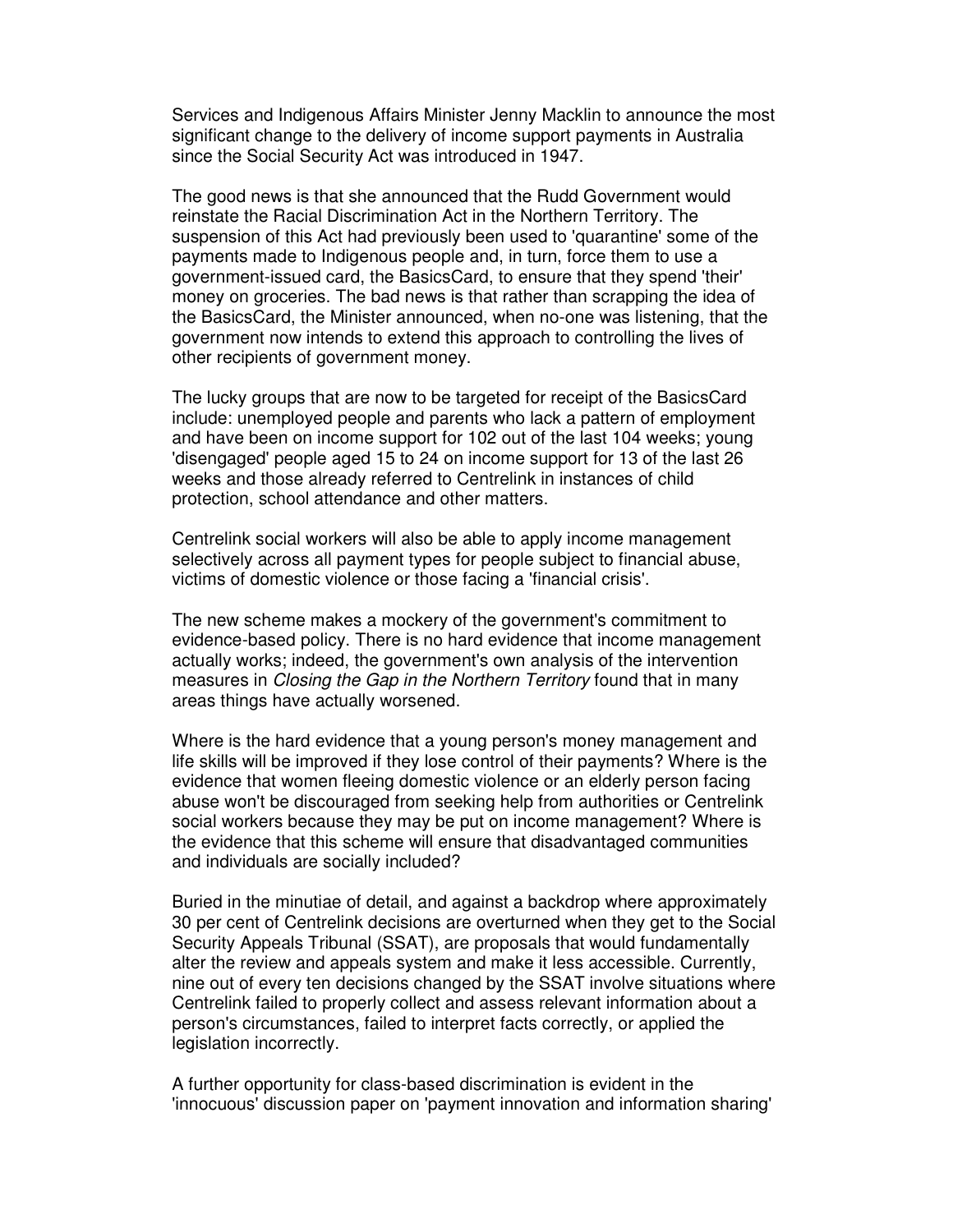Services and Indigenous Affairs Minister Jenny Macklin to announce the most significant change to the delivery of income support payments in Australia since the Social Security Act was introduced in 1947.

The good news is that she announced that the Rudd Government would reinstate the Racial Discrimination Act in the Northern Territory. The suspension of this Act had previously been used to 'quarantine' some of the payments made to Indigenous people and, in turn, force them to use a government-issued card, the BasicsCard, to ensure that they spend 'their' money on groceries. The bad news is that rather than scrapping the idea of the BasicsCard, the Minister announced, when no-one was listening, that the government now intends to extend this approach to controlling the lives of other recipients of government money.

The lucky groups that are now to be targeted for receipt of the BasicsCard include: unemployed people and parents who lack a pattern of employment and have been on income support for 102 out of the last 104 weeks; young 'disengaged' people aged 15 to 24 on income support for 13 of the last 26 weeks and those already referred to Centrelink in instances of child protection, school attendance and other matters.

Centrelink social workers will also be able to apply income management selectively across all payment types for people subject to financial abuse, victims of domestic violence or those facing a 'financial crisis'.

The new scheme makes a mockery of the government's commitment to evidence-based policy. There is no hard evidence that income management actually works; indeed, the government's own analysis of the intervention measures in *Closing the Gap in the Northern Territory* found that in many areas things have actually worsened.

Where is the hard evidence that a young person's money management and life skills will be improved if they lose control of their payments? Where is the evidence that women fleeing domestic violence or an elderly person facing abuse won't be discouraged from seeking help from authorities or Centrelink social workers because they may be put on income management? Where is the evidence that this scheme will ensure that disadvantaged communities and individuals are socially included?

Buried in the minutiae of detail, and against a backdrop where approximately 30 per cent of Centrelink decisions are overturned when they get to the Social Security Appeals Tribunal (SSAT), are proposals that would fundamentally alter the review and appeals system and make it less accessible. Currently, nine out of every ten decisions changed by the SSAT involve situations where Centrelink failed to properly collect and assess relevant information about a person's circumstances, failed to interpret facts correctly, or applied the legislation incorrectly.

A further opportunity for class-based discrimination is evident in the 'innocuous' discussion paper on 'payment innovation and information sharing'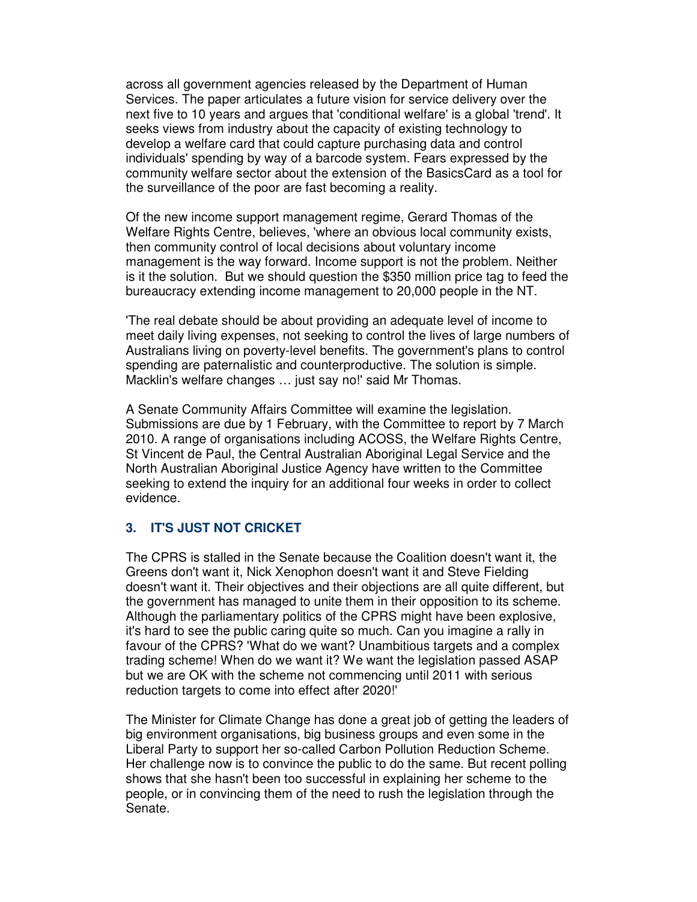across all government agencies released by the Department of Human Services. The paper articulates a future vision for service delivery over the next five to 10 years and argues that 'conditional welfare' is a global 'trend'. It seeks views from industry about the capacity of existing technology to develop a welfare card that could capture purchasing data and control individuals' spending by way of a barcode system. Fears expressed by the community welfare sector about the extension of the BasicsCard as a tool for the surveillance of the poor are fast becoming a reality.

Of the new income support management regime, Gerard Thomas of the Welfare Rights Centre, believes, 'where an obvious local community exists, then community control of local decisions about voluntary income management is the way forward. Income support is not the problem. Neither is it the solution. But we should question the $350 million price tag to feed the bureaucracy extending income management to 20,000 people in the NT.

'The real debate should be about providing an adequate level of income to meet daily living expenses, not seeking to control the lives of large numbers of Australians living on poverty-level benefits. The government's plans to control spending are paternalistic and counterproductive. The solution is simple. Macklin's welfare changes … just say no!' said Mr Thomas.

A Senate Community Affairs Committee will examine the legislation. Submissions are due by 1 February, with the Committee to report by 7 March 2010. A range of organisations including ACOSS, the Welfare Rights Centre, St Vincent de Paul, the Central Australian Aboriginal Legal Service and the North Australian Aboriginal Justice Agency have written to the Committee seeking to extend the inquiry for an additional four weeks in order to collect evidence.

### 3. IT'S JUST NOT CRICKET

The CPRS is stalled in the Senate because the Coalition doesn't want it, the Greens don't want it, Nick Xenophon doesn't want it and Steve Fielding doesn't want it. Their objectives and their objections are all quite different, but the government has managed to unite them in their opposition to its scheme. Although the parliamentary politics of the CPRS might have been explosive, it's hard to see the public caring quite so much. Can you imagine a rally in favour of the CPRS? 'What do we want? Unambitious targets and a complex trading scheme! When do we want it? We want the legislation passed ASAP but we are OK with the scheme not commencing until 2011 with serious reduction targets to come into effect after 2020!'

The Minister for Climate Change has done a great job of getting the leaders of big environment organisations, big business groups and even some in the Liberal Party to support her so-called Carbon Pollution Reduction Scheme. Her challenge now is to convince the public to do the same. But recent polling shows that she hasn't been too successful in explaining her scheme to the people, or in convincing them of the need to rush the legislation through the Senate.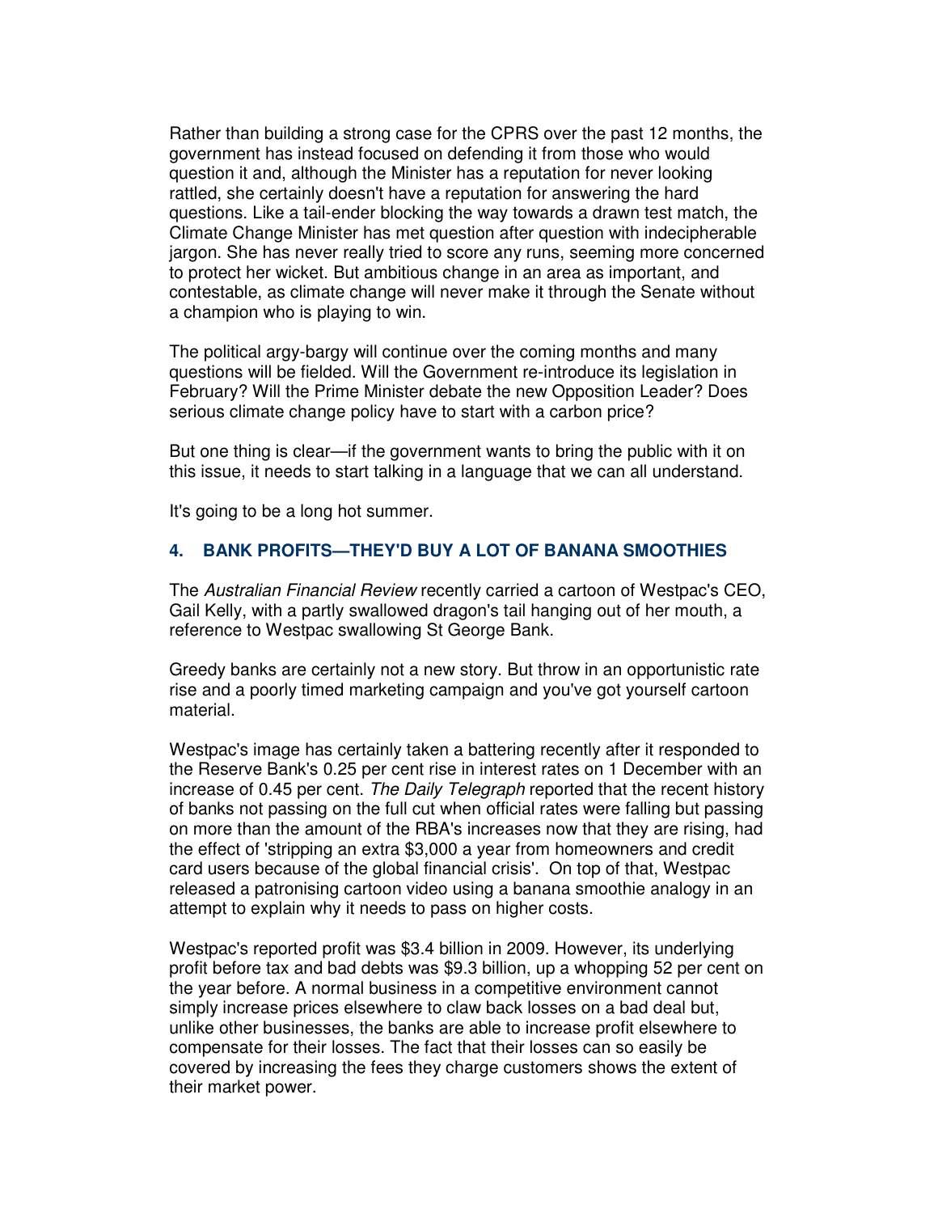Rather than building a strong case for the CPRS over the past 12 months, the government has instead focused on defending it from those who would question it and, although the Minister has a reputation for never looking rattled, she certainly doesn't have a reputation for answering the hard questions. Like a tail-ender blocking the way towards a drawn test match, the Climate Change Minister has met question after question with indecipherable jargon. She has never really tried to score any runs, seeming more concerned to protect her wicket. But ambitious change in an area as important, and contestable, as climate change will never make it through the Senate without a champion who is playing to win.

The political argy-bargy will continue over the coming months and many questions will be fielded. Will the Government re-introduce its legislation in February? Will the Prime Minister debate the new Opposition Leader? Does serious climate change policy have to start with a carbon price?

But one thing is clear—if the government wants to bring the public with it on this issue, it needs to start talking in a language that we can all understand.

It's going to be a long hot summer.

## 4. BANK PROFITS—THEY'D BUY A LOT OF BANANA SMOOTHIES

The *Australian Financial Review* recently carried a cartoon of Westpac's CEO, Gail Kelly, with a partly swallowed dragon's tail hanging out of her mouth, a reference to Westpac swallowing St George Bank.

Greedy banks are certainly not a new story. But throw in an opportunistic rate rise and a poorly timed marketing campaign and you've got yourself cartoon material.

Westpac's image has certainly taken a battering recently after it responded to the Reserve Bank's 0.25 per cent rise in interest rates on 1 December with an increase of 0.45 per cent. *The Daily Telegraph* reported that the recent history of banks not passing on the full cut when official rates were falling but passing on more than the amount of the RBA's increases now that they are rising, had the effect of 'stripping an extra $3,000 a year from homeowners and credit card users because of the global financial crisis'. On top of that, Westpac released a patronising cartoon video using a banana smoothie analogy in an attempt to explain why it needs to pass on higher costs.

Westpac's reported profit was $3.4 billion in 2009. However, its underlying profit before tax and bad debts was $9.3 billion, up a whopping 52 per cent on the year before. A normal business in a competitive environment cannot simply increase prices elsewhere to claw back losses on a bad deal but, unlike other businesses, the banks are able to increase profit elsewhere to compensate for their losses. The fact that their losses can so easily be covered by increasing the fees they charge customers shows the extent of their market power.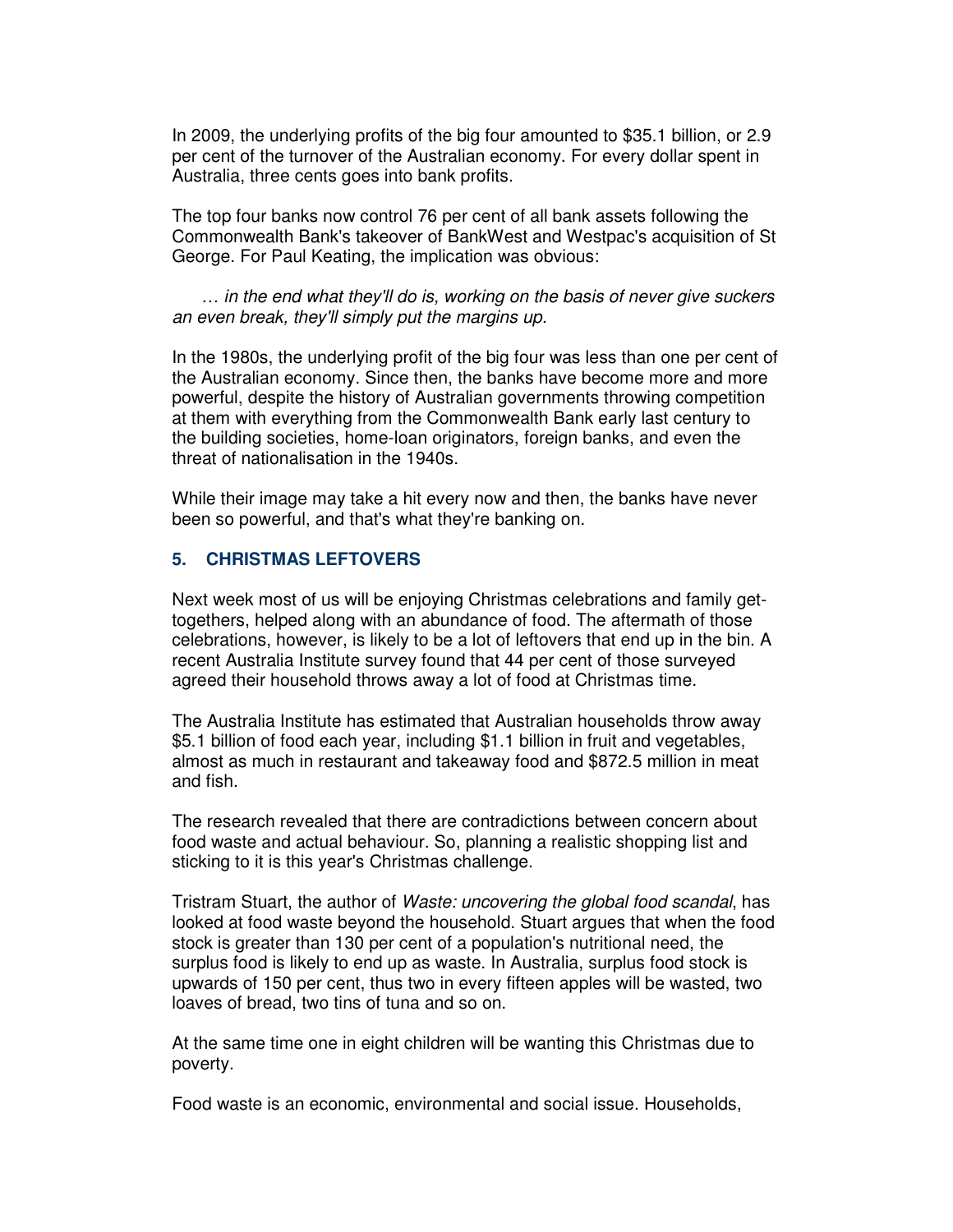In 2009, the underlying profits of the big four amounted to $35.1 billion, or 2.9 per cent of the turnover of the Australian economy. For every dollar spent in Australia, three cents goes into bank profits.

The top four banks now control 76 per cent of all bank assets following the Commonwealth Bank's takeover of BankWest and Westpac's acquisition of St George. For Paul Keating, the implication was obvious:

> *… in the end what they'll do is, working on the basis of never give suckers an even break, they'll simply put the margins up.*

In the 1980s, the underlying profit of the big four was less than one per cent of the Australian economy. Since then, the banks have become more and more powerful, despite the history of Australian governments throwing competition at them with everything from the Commonwealth Bank early last century to the building societies, home-loan originators, foreign banks, and even the threat of nationalisation in the 1940s.

While their image may take a hit every now and then, the banks have never been so powerful, and that's what they're banking on.

### 5. CHRISTMAS LEFTOVERS

Next week most of us will be enjoying Christmas celebrations and family get-togethers, helped along with an abundance of food. The aftermath of those celebrations, however, is likely to be a lot of leftovers that end up in the bin. A recent Australia Institute survey found that 44 per cent of those surveyed agreed their household throws away a lot of food at Christmas time.

The Australia Institute has estimated that Australian households throw away $5.1 billion of food each year, including $1.1 billion in fruit and vegetables, almost as much in restaurant and takeaway food and $872.5 million in meat and fish.

The research revealed that there are contradictions between concern about food waste and actual behaviour. So, planning a realistic shopping list and sticking to it is this year's Christmas challenge.

Tristram Stuart, the author of *Waste: uncovering the global food scandal*, has looked at food waste beyond the household. Stuart argues that when the food stock is greater than 130 per cent of a population's nutritional need, the surplus food is likely to end up as waste. In Australia, surplus food stock is upwards of 150 per cent, thus two in every fifteen apples will be wasted, two loaves of bread, two tins of tuna and so on.

At the same time one in eight children will be wanting this Christmas due to poverty.

Food waste is an economic, environmental and social issue. Households,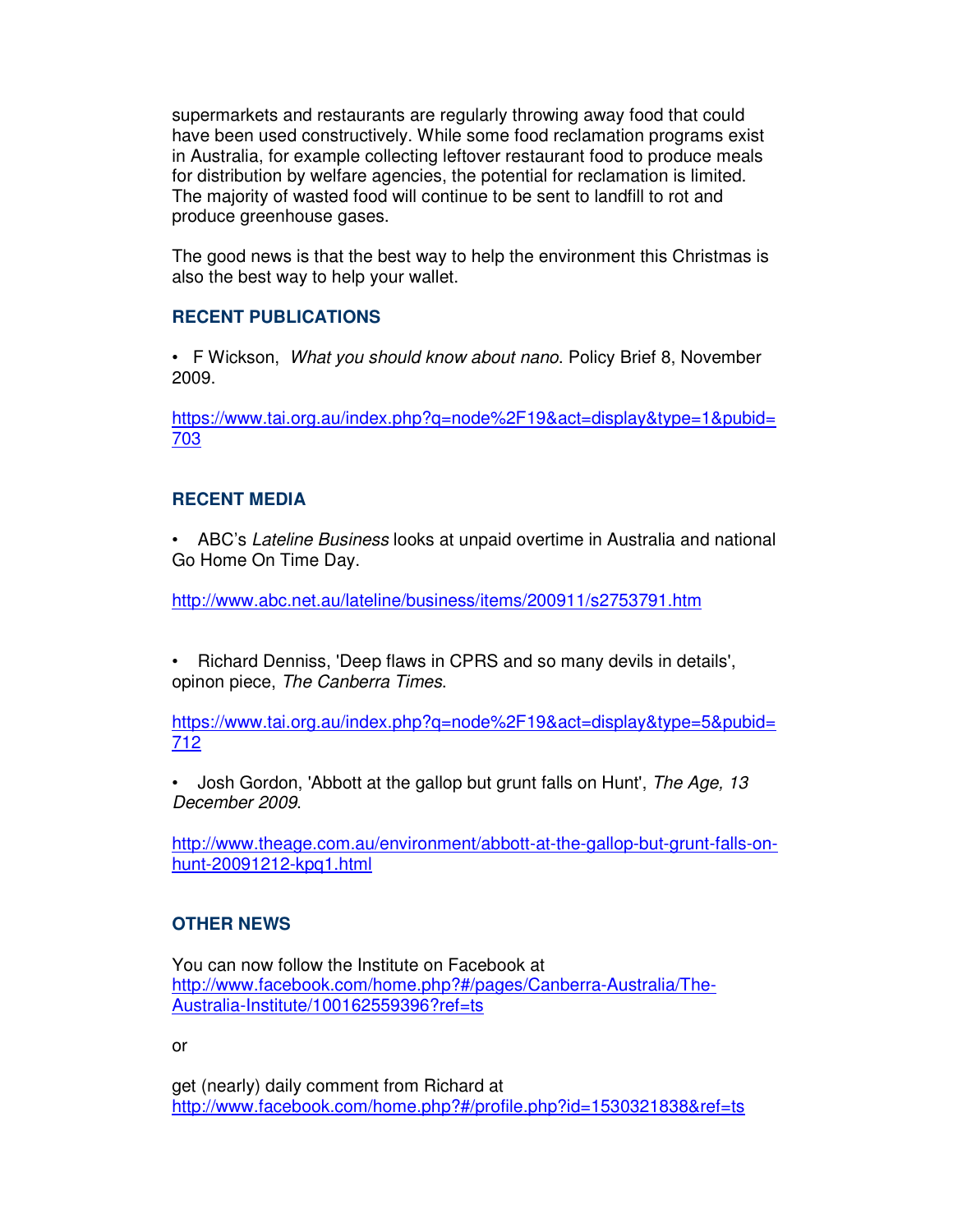supermarkets and restaurants are regularly throwing away food that could have been used constructively. While some food reclamation programs exist in Australia, for example collecting leftover restaurant food to produce meals for distribution by welfare agencies, the potential for reclamation is limited. The majority of wasted food will continue to be sent to landfill to rot and produce greenhouse gases.

The good news is that the best way to help the environment this Christmas is also the best way to help your wallet.

### RECENT PUBLICATIONS

- F Wickson, *What you should know about nano*. Policy Brief 8, November 2009.

https://www.tai.org.au/index.php?q=node%2F19&act=display&type=1&pubid=703

### RECENT MEDIA

- ABC's *Lateline Business* looks at unpaid overtime in Australia and national Go Home On Time Day.

http://www.abc.net.au/lateline/business/items/200911/s2753791.htm

- Richard Denniss, 'Deep flaws in CPRS and so many devils in details', opinon piece, *The Canberra Times*.

https://www.tai.org.au/index.php?q=node%2F19&act=display&type=5&pubid=712

- Josh Gordon, 'Abbott at the gallop but grunt falls on Hunt', *The Age, 13 December 2009*.

http://www.theage.com.au/environment/abbott-at-the-gallop-but-grunt-falls-on-hunt-20091212-kpq1.html

### OTHER NEWS

You can now follow the Institute on Facebook at
http://www.facebook.com/home.php?#/pages/Canberra-Australia/The-Australia-Institute/100162559396?ref=ts

or

get (nearly) daily comment from Richard at
http://www.facebook.com/home.php?#/profile.php?id=1530321838&ref=ts